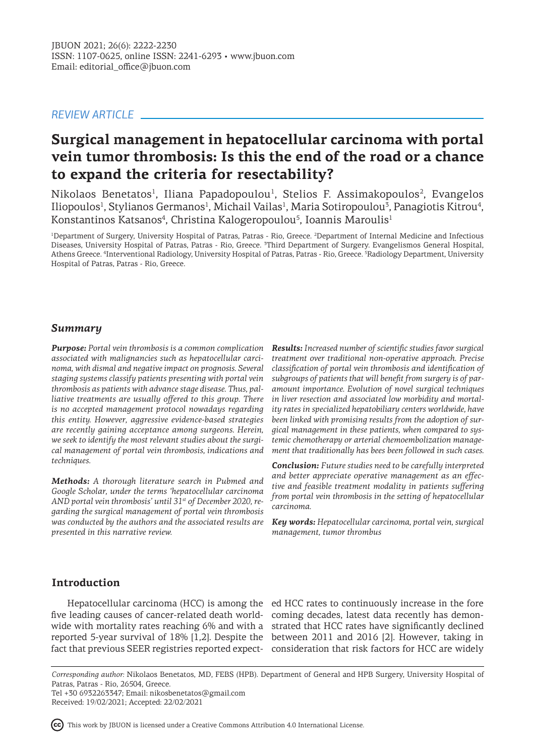REVIEW ARTICLE

# Surgical management in hepatocellular carcinoma with portal vein tumor thrombosis: Is this the end of the road or a chance to expand the criteria for resectability?

Nikolaos Benetatos[1], Iliana Papadopoulou[1], Stelios F. Assimakopoulos[2], Evangelos Iliopoulos[1], Stylianos Germanos[1], Michail Vailas[1], Maria Sotiropoulou[3], Panagiotis Kitrou[4], Konstantinos Katsanos[4], Christina Kalogeropoulou[5], Ioannis Maroulis[1]

[1]Department of Surgery, University Hospital of Patras, Patras - Rio, Greece. [2]Department of Internal Medicine and Infectious Diseases, University Hospital of Patras, Patras - Rio, Greece. [3]Third Department of Surgery. Evangelismos General Hospital, Athens Greece. [4]Interventional Radiology, University Hospital of Patras, Patras - Rio, Greece. [5]Radiology Department, University Hospital of Patras, Patras - Rio, Greece.

## Summary

***Purpose:*** *Portal vein thrombosis is a common complication associated with malignancies such as hepatocellular carcinoma, with dismal and negative impact on prognosis. Several staging systems classify patients presenting with portal vein thrombosis as patients with advance stage disease. Thus, palliative treatments are usually offered to this group. There is no accepted management protocol nowadays regarding this entity. However, aggressive evidence-based strategies are recently gaining acceptance among surgeons. Herein, we seek to identify the most relevant studies about the surgical management of portal vein thrombosis, indications and techniques.*

***Methods:*** *A thorough literature search in Pubmed and Google Scholar, under the terms 'hepatocellular carcinoma AND portal vein thrombosis' until 31st of December 2020, regarding the surgical management of portal vein thrombosis was conducted by the authors and the associated results are presented in this narrative review.*

***Results:*** *Increased number of scientific studies favor surgical treatment over traditional non-operative approach. Precise classification of portal vein thrombosis and identification of subgroups of patients that will benefit from surgery is of paramount importance. Evolution of novel surgical techniques in liver resection and associated low morbidity and mortality rates in specialized hepatobiliary centers worldwide, have been linked with promising results from the adoption of surgical management in these patients, when compared to systemic chemotherapy or arterial chemoembolization management that traditionally has bees been followed in such cases.*

***Conclusion:*** *Future studies need to be carefully interpreted and better appreciate operative management as an effective and feasible treatment modality in patients suffering from portal vein thrombosis in the setting of hepatocellular carcinoma.*

***Key words:*** *Hepatocellular carcinoma, portal vein, surgical management, tumor thrombus*

## Introduction

Hepatocellular carcinoma (HCC) is among the five leading causes of cancer-related death worldwide with mortality rates reaching 6% and with a reported 5-year survival of 18% [1,2]. Despite the fact that previous SEER registries reported expected HCC rates to continuously increase in the fore coming decades, latest data recently has demonstrated that HCC rates have significantly declined between 2011 and 2016 [2]. However, taking in consideration that risk factors for HCC are widely

*Corresponding author:* Nikolaos Benetatos, MD, FEBS (HPB). Department of General and HPB Surgery, University Hospital of Patras, Patras - Rio, 26504, Greece.
Tel +30 6932263347; Email: nikosbenetatos@gmail.com
Received: 19/02/2021; Accepted: 22/02/2021

This work by JBUON is licensed under a Creative Commons Attribution 4.0 International License.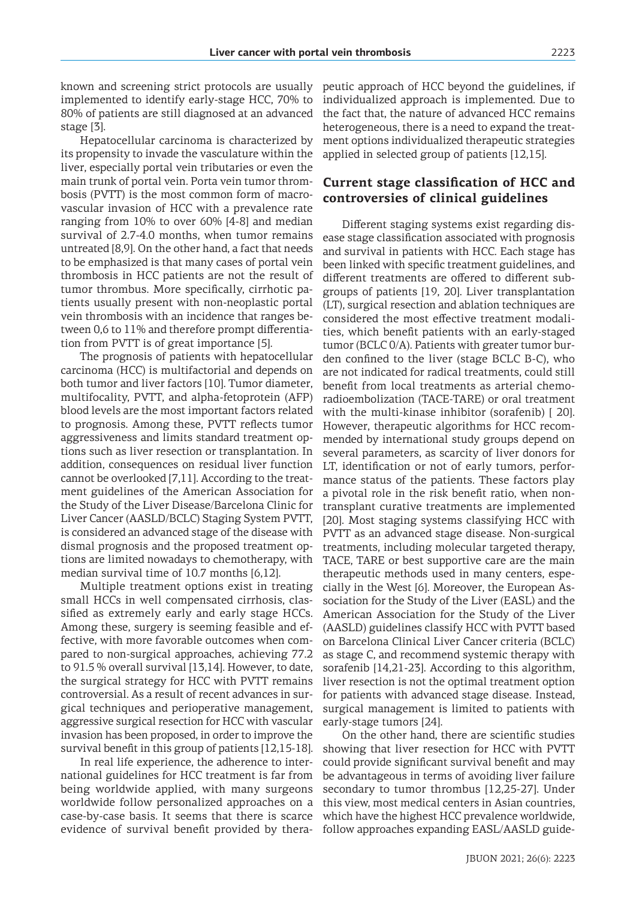known and screening strict protocols are usually implemented to identify early-stage HCC, 70% to 80% of patients are still diagnosed at an advanced stage [3].

Hepatocellular carcinoma is characterized by its propensity to invade the vasculature within the liver, especially portal vein tributaries or even the main trunk of portal vein. Porta vein tumor thrombosis (PVTT) is the most common form of macrovascular invasion of HCC with a prevalence rate ranging from 10% to over 60% [4-8] and median survival of 2.7-4.0 months, when tumor remains untreated [8,9]. On the other hand, a fact that needs to be emphasized is that many cases of portal vein thrombosis in HCC patients are not the result of tumor thrombus. More specifically, cirrhotic patients usually present with non-neoplastic portal vein thrombosis with an incidence that ranges between 0,6 to 11% and therefore prompt differentiation from PVTT is of great importance [5].

The prognosis of patients with hepatocellular carcinoma (HCC) is multifactorial and depends on both tumor and liver factors [10]. Tumor diameter, multifocality, PVTT, and alpha-fetoprotein (AFP) blood levels are the most important factors related to prognosis. Among these, PVTT reflects tumor aggressiveness and limits standard treatment options such as liver resection or transplantation. In addition, consequences on residual liver function cannot be overlooked [7,11]. According to the treatment guidelines of the American Association for the Study of the Liver Disease/Barcelona Clinic for Liver Cancer (AASLD/BCLC) Staging System PVTT, is considered an advanced stage of the disease with dismal prognosis and the proposed treatment options are limited nowadays to chemotherapy, with median survival time of 10.7 months [6,12].

Multiple treatment options exist in treating small HCCs in well compensated cirrhosis, classified as extremely early and early stage HCCs. Among these, surgery is seeming feasible and effective, with more favorable outcomes when compared to non-surgical approaches, achieving 77.2 to 91.5 % overall survival [13,14]. However, to date, the surgical strategy for HCC with PVTT remains controversial. As a result of recent advances in surgical techniques and perioperative management, aggressive surgical resection for HCC with vascular invasion has been proposed, in order to improve the survival benefit in this group of patients [12,15-18].

In real life experience, the adherence to international guidelines for HCC treatment is far from being worldwide applied, with many surgeons worldwide follow personalized approaches on a case-by-case basis. It seems that there is scarce evidence of survival benefit provided by therapeutic approach of HCC beyond the guidelines, if individualized approach is implemented. Due to the fact that, the nature of advanced HCC remains heterogeneous, there is a need to expand the treatment options individualized therapeutic strategies applied in selected group of patients [12,15].

## Current stage classification of HCC and controversies of clinical guidelines

Different staging systems exist regarding disease stage classification associated with prognosis and survival in patients with HCC. Each stage has been linked with specific treatment guidelines, and different treatments are offered to different subgroups of patients [19, 20]. Liver transplantation (LT), surgical resection and ablation techniques are considered the most effective treatment modalities, which benefit patients with an early-staged tumor (BCLC 0/A). Patients with greater tumor burden confined to the liver (stage BCLC B-C), who are not indicated for radical treatments, could still benefit from local treatments as arterial chemo-radioembolization (TACE-TARE) or oral treatment with the multi-kinase inhibitor (sorafenib) [ 20]. However, therapeutic algorithms for HCC recommended by international study groups depend on several parameters, as scarcity of liver donors for LT, identification or not of early tumors, performance status of the patients. These factors play a pivotal role in the risk benefit ratio, when non-transplant curative treatments are implemented [20]. Most staging systems classifying HCC with PVTT as an advanced stage disease. Non-surgical treatments, including molecular targeted therapy, TACE, TARE or best supportive care are the main therapeutic methods used in many centers, especially in the West [6]. Moreover, the European Association for the Study of the Liver (EASL) and the American Association for the Study of the Liver (AASLD) guidelines classify HCC with PVTT based on Barcelona Clinical Liver Cancer criteria (BCLC) as stage C, and recommend systemic therapy with sorafenib [14,21-23]. According to this algorithm, liver resection is not the optimal treatment option for patients with advanced stage disease. Instead, surgical management is limited to patients with early-stage tumors [24].

On the other hand, there are scientific studies showing that liver resection for HCC with PVTT could provide significant survival benefit and may be advantageous in terms of avoiding liver failure secondary to tumor thrombus [12,25-27]. Under this view, most medical centers in Asian countries, which have the highest HCC prevalence worldwide, follow approaches expanding EASL/AASLD guide-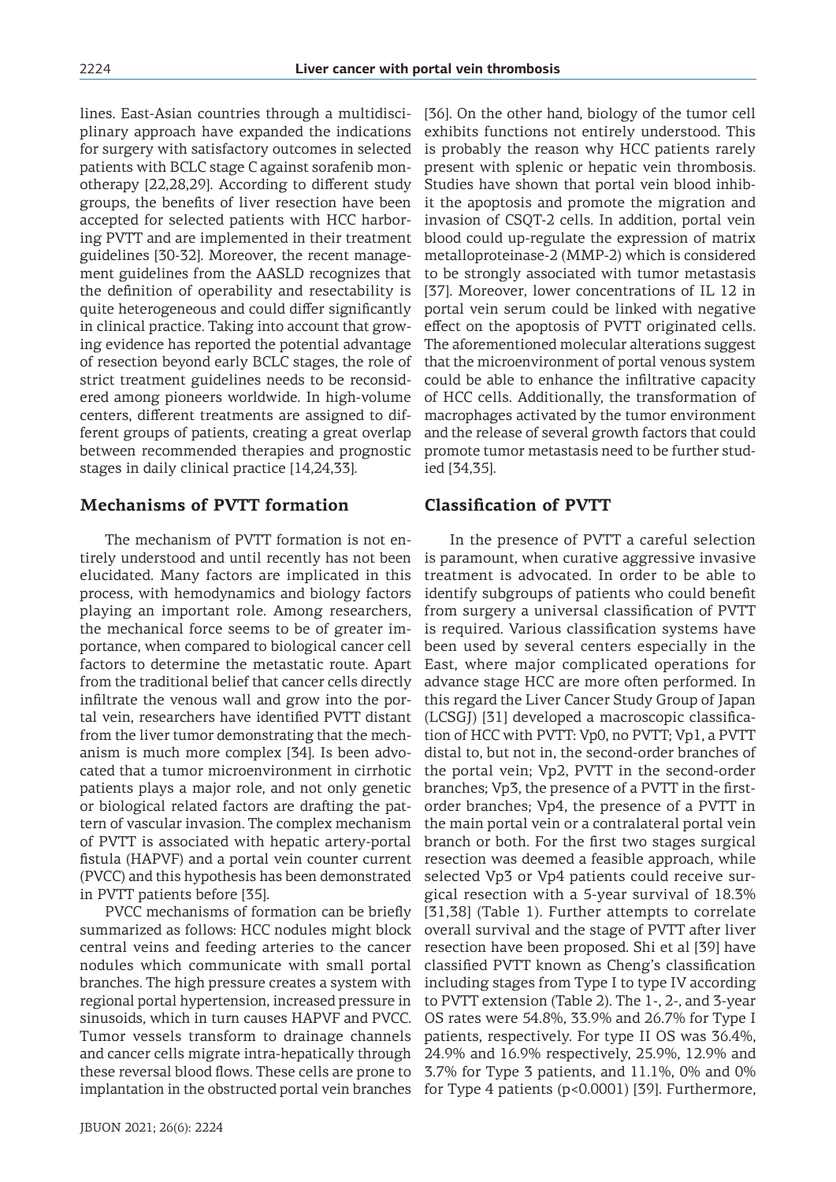lines. East-Asian countries through a multidisciplinary approach have expanded the indications for surgery with satisfactory outcomes in selected patients with BCLC stage C against sorafenib monotherapy [22,28,29]. According to different study groups, the benefits of liver resection have been accepted for selected patients with HCC harboring PVTT and are implemented in their treatment guidelines [30-32]. Moreover, the recent management guidelines from the AASLD recognizes that the definition of operability and resectability is quite heterogeneous and could differ significantly in clinical practice. Taking into account that growing evidence has reported the potential advantage of resection beyond early BCLC stages, the role of strict treatment guidelines needs to be reconsidered among pioneers worldwide. In high-volume centers, different treatments are assigned to different groups of patients, creating a great overlap between recommended therapies and prognostic stages in daily clinical practice [14,24,33].

## Mechanisms of PVTT formation

The mechanism of PVTT formation is not entirely understood and until recently has not been elucidated. Many factors are implicated in this process, with hemodynamics and biology factors playing an important role. Among researchers, the mechanical force seems to be of greater importance, when compared to biological cancer cell factors to determine the metastatic route. Apart from the traditional belief that cancer cells directly infiltrate the venous wall and grow into the portal vein, researchers have identified PVTT distant from the liver tumor demonstrating that the mechanism is much more complex [34]. Is been advocated that a tumor microenvironment in cirrhotic patients plays a major role, and not only genetic or biological related factors are drafting the pattern of vascular invasion. The complex mechanism of PVTT is associated with hepatic artery-portal fistula (HAPVF) and a portal vein counter current (PVCC) and this hypothesis has been demonstrated in PVTT patients before [35].

PVCC mechanisms of formation can be briefly summarized as follows: HCC nodules might block central veins and feeding arteries to the cancer nodules which communicate with small portal branches. The high pressure creates a system with regional portal hypertension, increased pressure in sinusoids, which in turn causes HAPVF and PVCC. Tumor vessels transform to drainage channels and cancer cells migrate intra-hepatically through these reversal blood flows. These cells are prone to implantation in the obstructed portal vein branches [36]. On the other hand, biology of the tumor cell exhibits functions not entirely understood. This is probably the reason why HCC patients rarely present with splenic or hepatic vein thrombosis. Studies have shown that portal vein blood inhibit the apoptosis and promote the migration and invasion of CSQT-2 cells. In addition, portal vein blood could up-regulate the expression of matrix metalloproteinase-2 (MMP-2) which is considered to be strongly associated with tumor metastasis [37]. Moreover, lower concentrations of IL 12 in portal vein serum could be linked with negative effect on the apoptosis of PVTT originated cells. The aforementioned molecular alterations suggest that the microenvironment of portal venous system could be able to enhance the infiltrative capacity of HCC cells. Additionally, the transformation of macrophages activated by the tumor environment and the release of several growth factors that could promote tumor metastasis need to be further studied [34,35].

## Classification of PVTT

In the presence of PVTT a careful selection is paramount, when curative aggressive invasive treatment is advocated. In order to be able to identify subgroups of patients who could benefit from surgery a universal classification of PVTT is required. Various classification systems have been used by several centers especially in the East, where major complicated operations for advance stage HCC are more often performed. In this regard the Liver Cancer Study Group of Japan (LCSGJ) [31] developed a macroscopic classification of HCC with PVTT: Vp0, no PVTT; Vp1, a PVTT distal to, but not in, the second-order branches of the portal vein; Vp2, PVTT in the second-order branches; Vp3, the presence of a PVTT in the first-order branches; Vp4, the presence of a PVTT in the main portal vein or a contralateral portal vein branch or both. For the first two stages surgical resection was deemed a feasible approach, while selected Vp3 or Vp4 patients could receive surgical resection with a 5-year survival of 18.3% [31,38] (Table 1). Further attempts to correlate overall survival and the stage of PVTT after liver resection have been proposed. Shi et al [39] have classified PVTT known as Cheng's classification including stages from Type I to type IV according to PVTT extension (Table 2). The 1-, 2-, and 3-year OS rates were 54.8%, 33.9% and 26.7% for Type I patients, respectively. For type II OS was 36.4%, 24.9% and 16.9% respectively, 25.9%, 12.9% and 3.7% for Type 3 patients, and 11.1%, 0% and 0% for Type 4 patients ($p<0.0001$) [39]. Furthermore,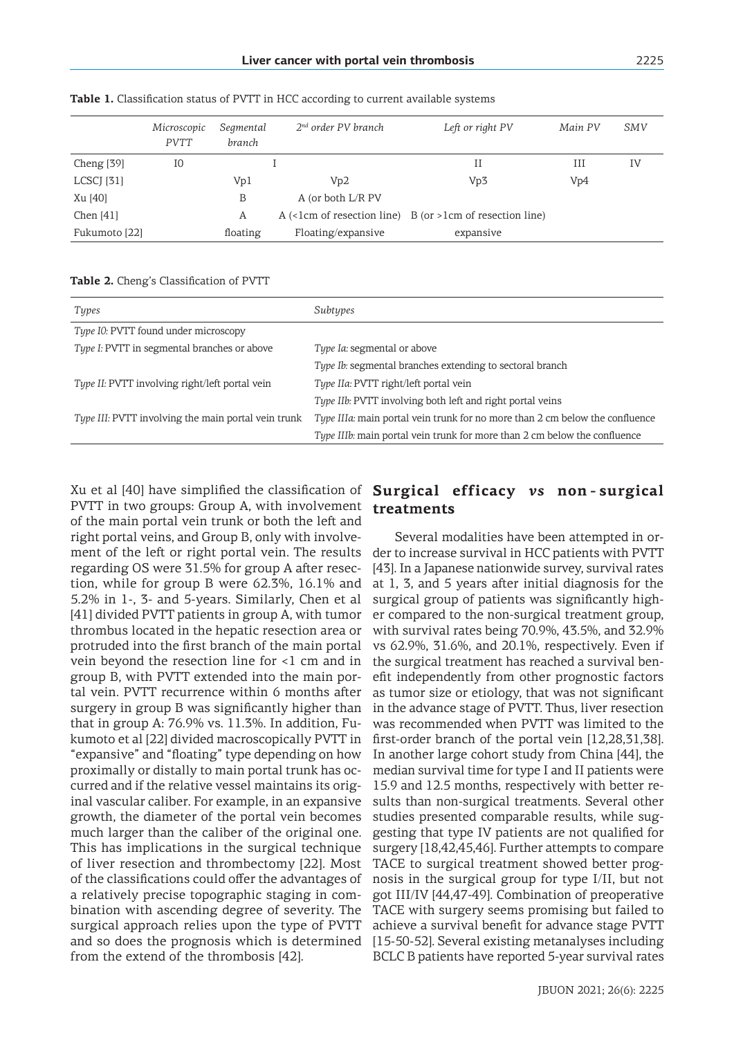**Table 1.** Classification status of PVTT in HCC according to current available systems

| | *Microscopic PVTT* | *Segmental branch* | *2nd order PV branch* | *Left or right PV* | *Main PV* | *SMV* |
|---|---|---|---|---|---|---|
| Cheng [39] | I0 | I | | II | III | IV |
| LCSCJ [31] | | Vp1 | Vp2 | Vp3 | Vp4 | |
| Xu [40] | | B | A (or both L/R PV | | | |
| Chen [41] | | A | A (<1cm of resection line) | B (or >1cm of resection line) | | |
| Fukumoto [22] | | floating | Floating/expansive | expansive | | |

**Table 2.** Cheng's Classification of PVTT

| *Types* | *Subtypes* |
|---|---|
| *Type I0:* PVTT found under microscopy | |
| *Type I:* PVTT in segmental branches or above | *Type Ia:* segmental or above |
| | *Type Ib:* segmental branches extending to sectoral branch |
| *Type II:* PVTT involving right/left portal vein | *Type IIa:* PVTT right/left portal vein |
| | *Type IIb:* PVTT involving both left and right portal veins |
| *Type III:* PVTT involving the main portal vein trunk | *Type IIIa:* main portal vein trunk for no more than 2 cm below the confluence |
| | *Type IIIb:* main portal vein trunk for more than 2 cm below the confluence |

Xu et al [40] have simplified the classification of PVTT in two groups: Group A, with involvement of the main portal vein trunk or both the left and right portal veins, and Group B, only with involvement of the left or right portal vein. The results regarding OS were 31.5% for group A after resection, while for group B were 62.3%, 16.1% and 5.2% in 1-, 3- and 5-years. Similarly, Chen et al [41] divided PVTT patients in group A, with tumor thrombus located in the hepatic resection area or protruded into the first branch of the main portal vein beyond the resection line for <1 cm and in group B, with PVTT extended into the main portal vein. PVTT recurrence within 6 months after surgery in group B was significantly higher than that in group A: 76.9% vs. 11.3%. In addition, Fukumoto et al [22] divided macroscopically PVTT in "expansive" and "floating" type depending on how proximally or distally to main portal trunk has occurred and if the relative vessel maintains its original vascular caliber. For example, in an expansive growth, the diameter of the portal vein becomes much larger than the caliber of the original one. This has implications in the surgical technique of liver resection and thrombectomy [22]. Most of the classifications could offer the advantages of a relatively precise topographic staging in combination with ascending degree of severity. The surgical approach relies upon the type of PVTT and so does the prognosis which is determined from the extend of the thrombosis [42].

## Surgical efficacy *vs* non-surgical treatments

Several modalities have been attempted in order to increase survival in HCC patients with PVTT [43]. In a Japanese nationwide survey, survival rates at 1, 3, and 5 years after initial diagnosis for the surgical group of patients was significantly higher compared to the non-surgical treatment group, with survival rates being 70.9%, 43.5%, and 32.9% vs 62.9%, 31.6%, and 20.1%, respectively. Even if the surgical treatment has reached a survival benefit independently from other prognostic factors as tumor size or etiology, that was not significant in the advance stage of PVTT. Thus, liver resection was recommended when PVTT was limited to the first-order branch of the portal vein [12,28,31,38]. In another large cohort study from China [44], the median survival time for type I and II patients were 15.9 and 12.5 months, respectively with better results than non-surgical treatments. Several other studies presented comparable results, while suggesting that type IV patients are not qualified for surgery [18,42,45,46]. Further attempts to compare TACE to surgical treatment showed better prognosis in the surgical group for type I/II, but not got III/IV [44,47-49]. Combination of preoperative TACE with surgery seems promising but failed to achieve a survival benefit for advance stage PVTT [15-50-52]. Several existing metanalyses including BCLC B patients have reported 5-year survival rates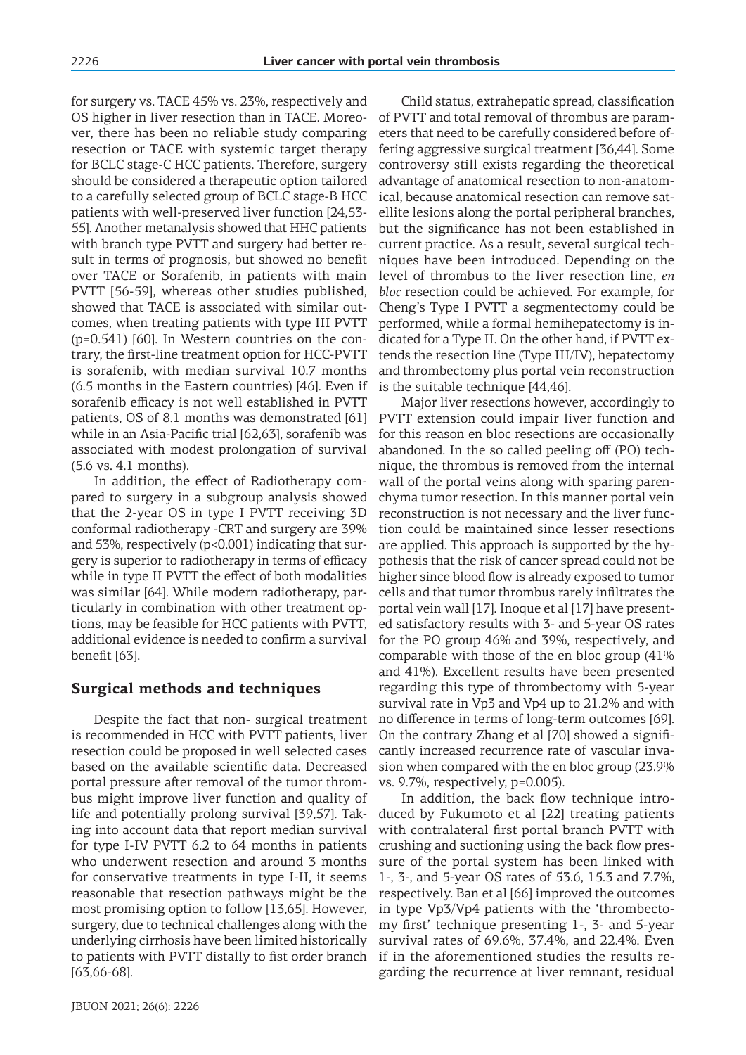for surgery vs. TACE 45% vs. 23%, respectively and OS higher in liver resection than in TACE. Moreover, there has been no reliable study comparing resection or TACE with systemic target therapy for BCLC stage-C HCC patients. Therefore, surgery should be considered a therapeutic option tailored to a carefully selected group of BCLC stage-B HCC patients with well-preserved liver function [24,53-55]. Another metanalysis showed that HHC patients with branch type PVTT and surgery had better result in terms of prognosis, but showed no benefit over TACE or Sorafenib, in patients with main PVTT [56-59], whereas other studies published, showed that TACE is associated with similar outcomes, when treating patients with type III PVTT (p=0.541) [60]. In Western countries on the contrary, the first-line treatment option for HCC-PVTT is sorafenib, with median survival 10.7 months (6.5 months in the Eastern countries) [46]. Even if sorafenib efficacy is not well established in PVTT patients, OS of 8.1 months was demonstrated [61] while in an Asia-Pacific trial [62,63], sorafenib was associated with modest prolongation of survival (5.6 vs. 4.1 months).

In addition, the effect of Radiotherapy compared to surgery in a subgroup analysis showed that the 2-year OS in type I PVTT receiving 3D conformal radiotherapy -CRT and surgery are 39% and 53%, respectively (p<0.001) indicating that surgery is superior to radiotherapy in terms of efficacy while in type II PVTT the effect of both modalities was similar [64]. While modern radiotherapy, particularly in combination with other treatment options, may be feasible for HCC patients with PVTT, additional evidence is needed to confirm a survival benefit [63].

## Surgical methods and techniques

Despite the fact that non- surgical treatment is recommended in HCC with PVTT patients, liver resection could be proposed in well selected cases based on the available scientific data. Decreased portal pressure after removal of the tumor thrombus might improve liver function and quality of life and potentially prolong survival [39,57]. Taking into account data that report median survival for type I-IV PVTT 6.2 to 64 months in patients who underwent resection and around 3 months for conservative treatments in type I-II, it seems reasonable that resection pathways might be the most promising option to follow [13,65]. However, surgery, due to technical challenges along with the underlying cirrhosis have been limited historically to patients with PVTT distally to fist order branch [63,66-68].

Child status, extrahepatic spread, classification of PVTT and total removal of thrombus are parameters that need to be carefully considered before offering aggressive surgical treatment [36,44]. Some controversy still exists regarding the theoretical advantage of anatomical resection to non-anatomical, because anatomical resection can remove satellite lesions along the portal peripheral branches, but the significance has not been established in current practice. As a result, several surgical techniques have been introduced. Depending on the level of thrombus to the liver resection line, *en bloc* resection could be achieved. For example, for Cheng's Type I PVTT a segmentectomy could be performed, while a formal hemihepatectomy is indicated for a Type II. On the other hand, if PVTT extends the resection line (Type III/IV), hepatectomy and thrombectomy plus portal vein reconstruction is the suitable technique [44,46].

Major liver resections however, accordingly to PVTT extension could impair liver function and for this reason en bloc resections are occasionally abandoned. In the so called peeling off (PO) technique, the thrombus is removed from the internal wall of the portal veins along with sparing parenchyma tumor resection. In this manner portal vein reconstruction is not necessary and the liver function could be maintained since lesser resections are applied. This approach is supported by the hypothesis that the risk of cancer spread could not be higher since blood flow is already exposed to tumor cells and that tumor thrombus rarely infiltrates the portal vein wall [17]. Inoque et al [17] have presented satisfactory results with 3- and 5-year OS rates for the PO group 46% and 39%, respectively, and comparable with those of the en bloc group (41% and 41%). Excellent results have been presented regarding this type of thrombectomy with 5-year survival rate in Vp3 and Vp4 up to 21.2% and with no difference in terms of long-term outcomes [69]. On the contrary Zhang et al [70] showed a significantly increased recurrence rate of vascular invasion when compared with the en bloc group (23.9% vs. 9.7%, respectively, p=0.005).

In addition, the back flow technique introduced by Fukumoto et al [22] treating patients with contralateral first portal branch PVTT with crushing and suctioning using the back flow pressure of the portal system has been linked with 1-, 3-, and 5-year OS rates of 53.6, 15.3 and 7.7%, respectively. Ban et al [66] improved the outcomes in type Vp3/Vp4 patients with the 'thrombectomy first' technique presenting 1-, 3- and 5-year survival rates of 69.6%, 37.4%, and 22.4%. Even if in the aforementioned studies the results regarding the recurrence at liver remnant, residual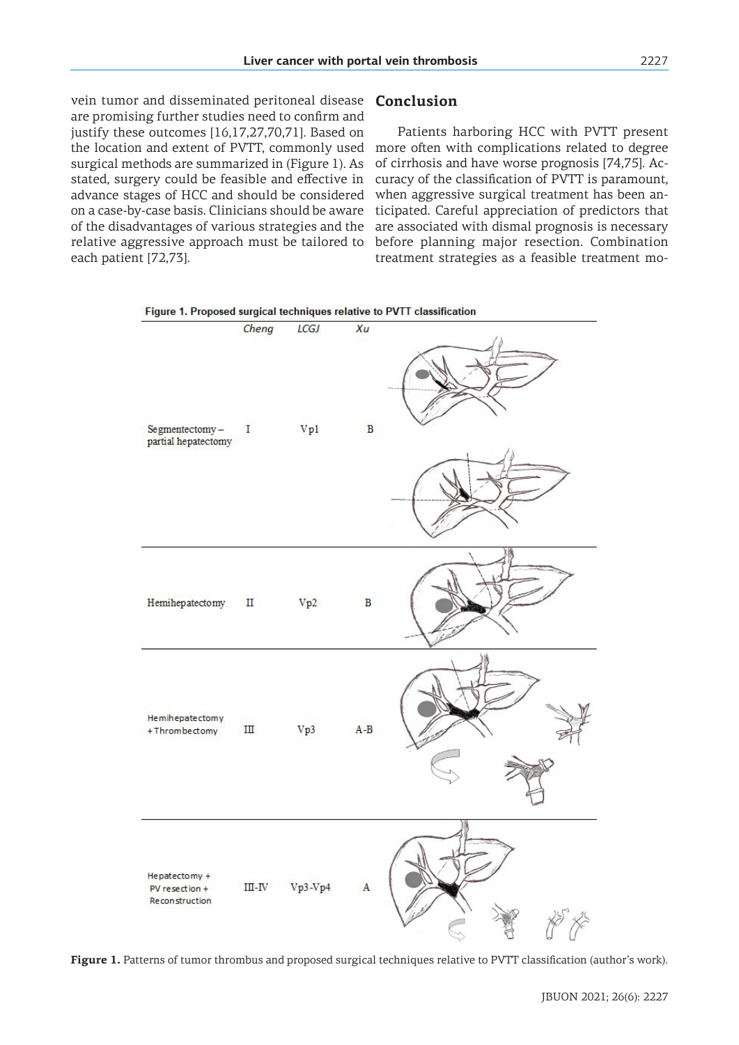vein tumor and disseminated peritoneal disease are promising further studies need to confirm and justify these outcomes [16,17,27,70,71]. Based on the location and extent of PVTT, commonly used surgical methods are summarized in (Figure 1). As stated, surgery could be feasible and effective in advance stages of HCC and should be considered on a case-by-case basis. Clinicians should be aware of the disadvantages of various strategies and the relative aggressive approach must be tailored to each patient [72,73].

## Conclusion

Patients harboring HCC with PVTT present more often with complications related to degree of cirrhosis and have worse prognosis [74,75]. Accuracy of the classification of PVTT is paramount, when aggressive surgical treatment has been anticipated. Careful appreciation of predictors that are associated with dismal prognosis is necessary before planning major resection. Combination treatment strategies as a feasible treatment mo-

**Figure 1. Proposed surgical techniques relative to PVTT classification**

| | *Cheng* | *LCGJ* | *Xu* |
|---|---|---|---|
| Segmentectomy – partial hepatectomy | I | Vp1 | B |
| Hemihepatectomy | II | Vp2 | B |
| Hemihepatectomy + Thrombectomy | III | Vp3 | A-B |
| Hepatectomy + PV resection + Reconstruction | III-IV | Vp3-Vp4 | A |

**Figure 1.** Patterns of tumor thrombus and proposed surgical techniques relative to PVTT classification (author's work).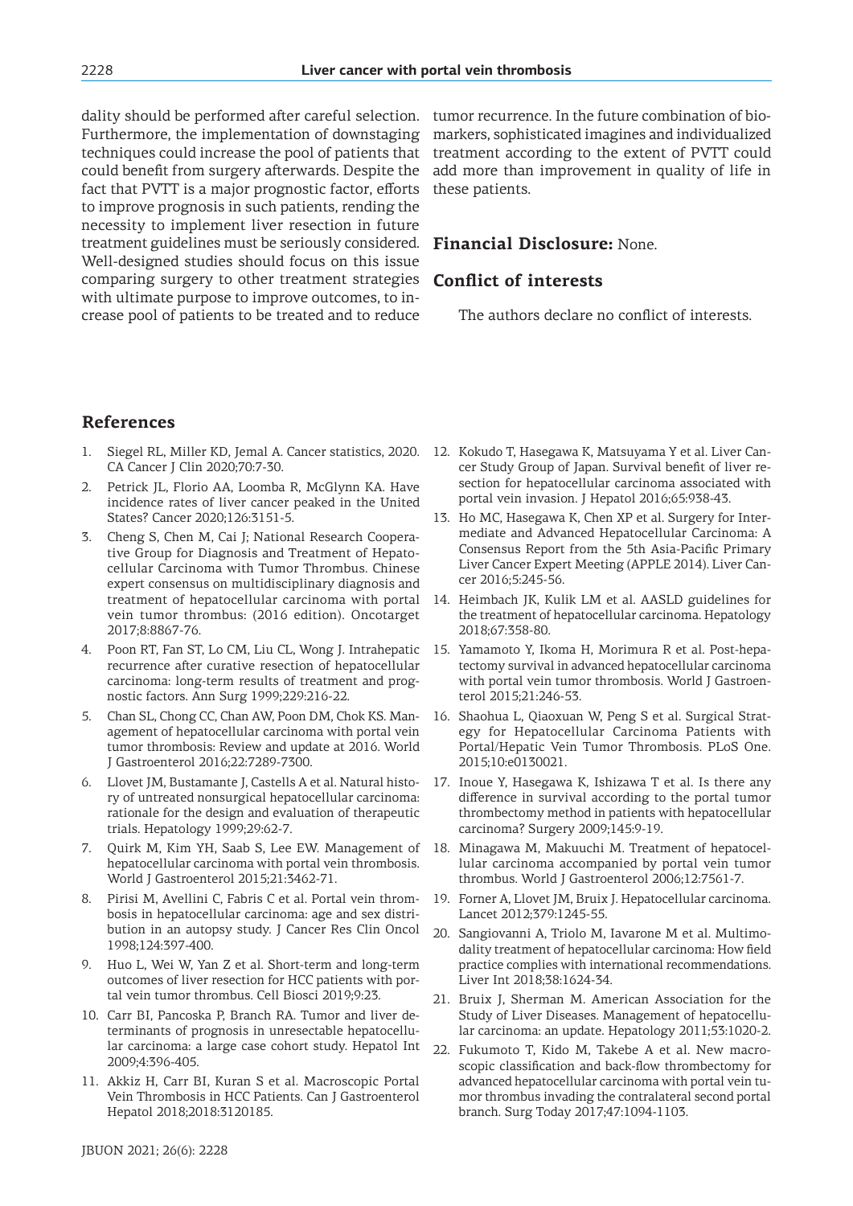dality should be performed after careful selection. Furthermore, the implementation of downstaging techniques could increase the pool of patients that could benefit from surgery afterwards. Despite the fact that PVTT is a major prognostic factor, efforts to improve prognosis in such patients, rending the necessity to implement liver resection in future treatment guidelines must be seriously considered. Well-designed studies should focus on this issue comparing surgery to other treatment strategies with ultimate purpose to improve outcomes, to increase pool of patients to be treated and to reduce tumor recurrence. In the future combination of biomarkers, sophisticated imagines and individualized treatment according to the extent of PVTT could add more than improvement in quality of life in these patients.

**Financial Disclosure:** None.

## Conflict of interests

The authors declare no conflict of interests.

## References

1. Siegel RL, Miller KD, Jemal A. Cancer statistics, 2020. CA Cancer J Clin 2020;70:7-30.
2. Petrick JL, Florio AA, Loomba R, McGlynn KA. Have incidence rates of liver cancer peaked in the United States? Cancer 2020;126:3151-5.
3. Cheng S, Chen M, Cai J; National Research Cooperative Group for Diagnosis and Treatment of Hepatocellular Carcinoma with Tumor Thrombus. Chinese expert consensus on multidisciplinary diagnosis and treatment of hepatocellular carcinoma with portal vein tumor thrombus: (2016 edition). Oncotarget 2017;8:8867-76.
4. Poon RT, Fan ST, Lo CM, Liu CL, Wong J. Intrahepatic recurrence after curative resection of hepatocellular carcinoma: long-term results of treatment and prognostic factors. Ann Surg 1999;229:216-22.
5. Chan SL, Chong CC, Chan AW, Poon DM, Chok KS. Management of hepatocellular carcinoma with portal vein tumor thrombosis: Review and update at 2016. World J Gastroenterol 2016;22:7289-7300.
6. Llovet JM, Bustamante J, Castells A et al. Natural history of untreated nonsurgical hepatocellular carcinoma: rationale for the design and evaluation of therapeutic trials. Hepatology 1999;29:62-7.
7. Quirk M, Kim YH, Saab S, Lee EW. Management of hepatocellular carcinoma with portal vein thrombosis. World J Gastroenterol 2015;21:3462-71.
8. Pirisi M, Avellini C, Fabris C et al. Portal vein thrombosis in hepatocellular carcinoma: age and sex distribution in an autopsy study. J Cancer Res Clin Oncol 1998;124:397-400.
9. Huo L, Wei W, Yan Z et al. Short-term and long-term outcomes of liver resection for HCC patients with portal vein tumor thrombus. Cell Biosci 2019;9:23.
10. Carr BI, Pancoska P, Branch RA. Tumor and liver determinants of prognosis in unresectable hepatocellular carcinoma: a large case cohort study. Hepatol Int 2009;4:396-405.
11. Akkiz H, Carr BI, Kuran S et al. Macroscopic Portal Vein Thrombosis in HCC Patients. Can J Gastroenterol Hepatol 2018;2018:3120185.
12. Kokudo T, Hasegawa K, Matsuyama Y et al. Liver Cancer Study Group of Japan. Survival benefit of liver resection for hepatocellular carcinoma associated with portal vein invasion. J Hepatol 2016;65:938-43.
13. Ho MC, Hasegawa K, Chen XP et al. Surgery for Intermediate and Advanced Hepatocellular Carcinoma: A Consensus Report from the 5th Asia-Pacific Primary Liver Cancer Expert Meeting (APPLE 2014). Liver Cancer 2016;5:245-56.
14. Heimbach JK, Kulik LM et al. AASLD guidelines for the treatment of hepatocellular carcinoma. Hepatology 2018;67:358-80.
15. Yamamoto Y, Ikoma H, Morimura R et al. Post-hepatectomy survival in advanced hepatocellular carcinoma with portal vein tumor thrombosis. World J Gastroenterol 2015;21:246-53.
16. Shaohua L, Qiaoxuan W, Peng S et al. Surgical Strategy for Hepatocellular Carcinoma Patients with Portal/Hepatic Vein Tumor Thrombosis. PLoS One. 2015;10:e0130021.
17. Inoue Y, Hasegawa K, Ishizawa T et al. Is there any difference in survival according to the portal tumor thrombectomy method in patients with hepatocellular carcinoma? Surgery 2009;145:9-19.
18. Minagawa M, Makuuchi M. Treatment of hepatocellular carcinoma accompanied by portal vein tumor thrombus. World J Gastroenterol 2006;12:7561-7.
19. Forner A, Llovet JM, Bruix J. Hepatocellular carcinoma. Lancet 2012;379:1245-55.
20. Sangiovanni A, Triolo M, Iavarone M et al. Multimodality treatment of hepatocellular carcinoma: How field practice complies with international recommendations. Liver Int 2018;38:1624-34.
21. Bruix J, Sherman M. American Association for the Study of Liver Diseases. Management of hepatocellular carcinoma: an update. Hepatology 2011;53:1020-2.
22. Fukumoto T, Kido M, Takebe A et al. New macroscopic classification and back-flow thrombectomy for advanced hepatocellular carcinoma with portal vein tumor thrombus invading the contralateral second portal branch. Surg Today 2017;47:1094-1103.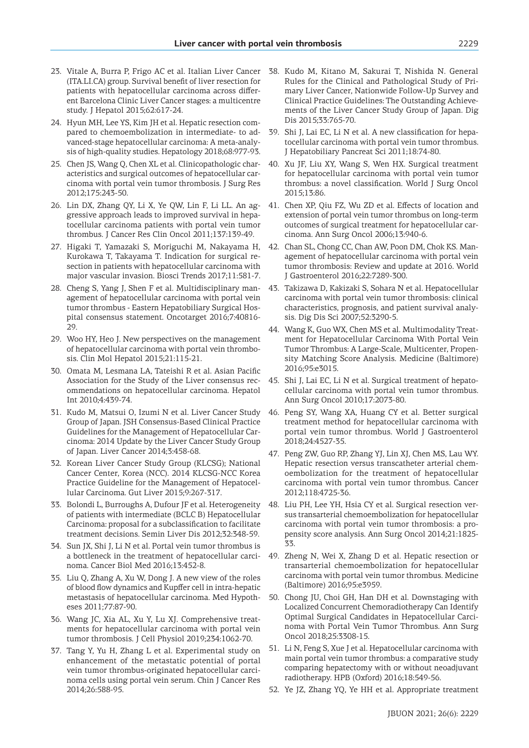23. Vitale A, Burra P, Frigo AC et al. Italian Liver Cancer (ITA.LI.CA) group. Survival benefit of liver resection for patients with hepatocellular carcinoma across different Barcelona Clinic Liver Cancer stages: a multicentre study. J Hepatol 2015;62:617-24.
24. Hyun MH, Lee YS, Kim JH et al. Hepatic resection compared to chemoembolization in intermediate- to advanced-stage hepatocellular carcinoma: A meta-analysis of high-quality studies. Hepatology 2018;68:977-93.
25. Chen JS, Wang Q, Chen XL et al. Clinicopathologic characteristics and surgical outcomes of hepatocellular carcinoma with portal vein tumor thrombosis. J Surg Res 2012;175:243-50.
26. Lin DX, Zhang QY, Li X, Ye QW, Lin F, Li LL. An aggressive approach leads to improved survival in hepatocellular carcinoma patients with portal vein tumor thrombus. J Cancer Res Clin Oncol 2011;137:139-49.
27. Higaki T, Yamazaki S, Moriguchi M, Nakayama H, Kurokawa T, Takayama T. Indication for surgical resection in patients with hepatocellular carcinoma with major vascular invasion. Biosci Trends 2017;11:581-7.
28. Cheng S, Yang J, Shen F et al. Multidisciplinary management of hepatocellular carcinoma with portal vein tumor thrombus - Eastern Hepatobiliary Surgical Hospital consensus statement. Oncotarget 2016;7:40816-29.
29. Woo HY, Heo J. New perspectives on the management of hepatocellular carcinoma with portal vein thrombosis. Clin Mol Hepatol 2015;21:115-21.
30. Omata M, Lesmana LA, Tateishi R et al. Asian Pacific Association for the Study of the Liver consensus recommendations on hepatocellular carcinoma. Hepatol Int 2010;4:439-74.
31. Kudo M, Matsui O, Izumi N et al. Liver Cancer Study Group of Japan. JSH Consensus-Based Clinical Practice Guidelines for the Management of Hepatocellular Carcinoma: 2014 Update by the Liver Cancer Study Group of Japan. Liver Cancer 2014;3:458-68.
32. Korean Liver Cancer Study Group (KLCSG); National Cancer Center, Korea (NCC). 2014 KLCSG-NCC Korea Practice Guideline for the Management of Hepatocellular Carcinoma. Gut Liver 2015;9:267-317.
33. Bolondi L, Burroughs A, Dufour JF et al. Heterogeneity of patients with intermediate (BCLC B) Hepatocellular Carcinoma: proposal for a subclassification to facilitate treatment decisions. Semin Liver Dis 2012;32:348-59.
34. Sun JX, Shi J, Li N et al. Portal vein tumor thrombus is a bottleneck in the treatment of hepatocellular carcinoma. Cancer Biol Med 2016;13:452-8.
35. Liu Q, Zhang A, Xu W, Dong J. A new view of the roles of blood flow dynamics and Kupffer cell in intra-hepatic metastasis of hepatocellular carcinoma. Med Hypotheses 2011;77:87-90.
36. Wang JC, Xia AL, Xu Y, Lu XJ. Comprehensive treatments for hepatocellular carcinoma with portal vein tumor thrombosis. J Cell Physiol 2019;234:1062-70.
37. Tang Y, Yu H, Zhang L et al. Experimental study on enhancement of the metastatic potential of portal vein tumor thrombus-originated hepatocellular carcinoma cells using portal vein serum. Chin J Cancer Res 2014;26:588-95.
38. Kudo M, Kitano M, Sakurai T, Nishida N. General Rules for the Clinical and Pathological Study of Primary Liver Cancer, Nationwide Follow-Up Survey and Clinical Practice Guidelines: The Outstanding Achievements of the Liver Cancer Study Group of Japan. Dig Dis 2015;33:765-70.
39. Shi J, Lai EC, Li N et al. A new classification for hepatocellular carcinoma with portal vein tumor thrombus. J Hepatobiliary Pancreat Sci 2011;18:74-80.
40. Xu JF, Liu XY, Wang S, Wen HX. Surgical treatment for hepatocellular carcinoma with portal vein tumor thrombus: a novel classification. World J Surg Oncol 2015;13:86.
41. Chen XP, Qiu FZ, Wu ZD et al. Effects of location and extension of portal vein tumor thrombus on long-term outcomes of surgical treatment for hepatocellular carcinoma. Ann Surg Oncol 2006;13:940-6.
42. Chan SL, Chong CC, Chan AW, Poon DM, Chok KS. Management of hepatocellular carcinoma with portal vein tumor thrombosis: Review and update at 2016. World J Gastroenterol 2016;22:7289-300.
43. Takizawa D, Kakizaki S, Sohara N et al. Hepatocellular carcinoma with portal vein tumor thrombosis: clinical characteristics, prognosis, and patient survival analysis. Dig Dis Sci 2007;52:3290-5.
44. Wang K, Guo WX, Chen MS et al. Multimodality Treatment for Hepatocellular Carcinoma With Portal Vein Tumor Thrombus: A Large-Scale, Multicenter, Propensity Matching Score Analysis. Medicine (Baltimore) 2016;95:e3015.
45. Shi J, Lai EC, Li N et al. Surgical treatment of hepatocellular carcinoma with portal vein tumor thrombus. Ann Surg Oncol 2010;17:2073-80.
46. Peng SY, Wang XA, Huang CY et al. Better surgical treatment method for hepatocellular carcinoma with portal vein tumor thrombus. World J Gastroenterol 2018;24:4527-35.
47. Peng ZW, Guo RP, Zhang YJ, Lin XJ, Chen MS, Lau WY. Hepatic resection versus transcatheter arterial chemoembolization for the treatment of hepatocellular carcinoma with portal vein tumor thrombus. Cancer 2012;118:4725-36.
48. Liu PH, Lee YH, Hsia CY et al. Surgical resection versus transarterial chemoembolization for hepatocellular carcinoma with portal vein tumor thrombosis: a propensity score analysis. Ann Surg Oncol 2014;21:1825-33.
49. Zheng N, Wei X, Zhang D et al. Hepatic resection or transarterial chemoembolization for hepatocellular carcinoma with portal vein tumor thrombus. Medicine (Baltimore) 2016;95:e3959.
50. Chong JU, Choi GH, Han DH et al. Downstaging with Localized Concurrent Chemoradiotherapy Can Identify Optimal Surgical Candidates in Hepatocellular Carcinoma with Portal Vein Tumor Thrombus. Ann Surg Oncol 2018;25:3308-15.
51. Li N, Feng S, Xue J et al. Hepatocellular carcinoma with main portal vein tumor thrombus: a comparative study comparing hepatectomy with or without neoadjuvant radiotherapy. HPB (Oxford) 2016;18:549-56.
52. Ye JZ, Zhang YQ, Ye HH et al. Appropriate treatment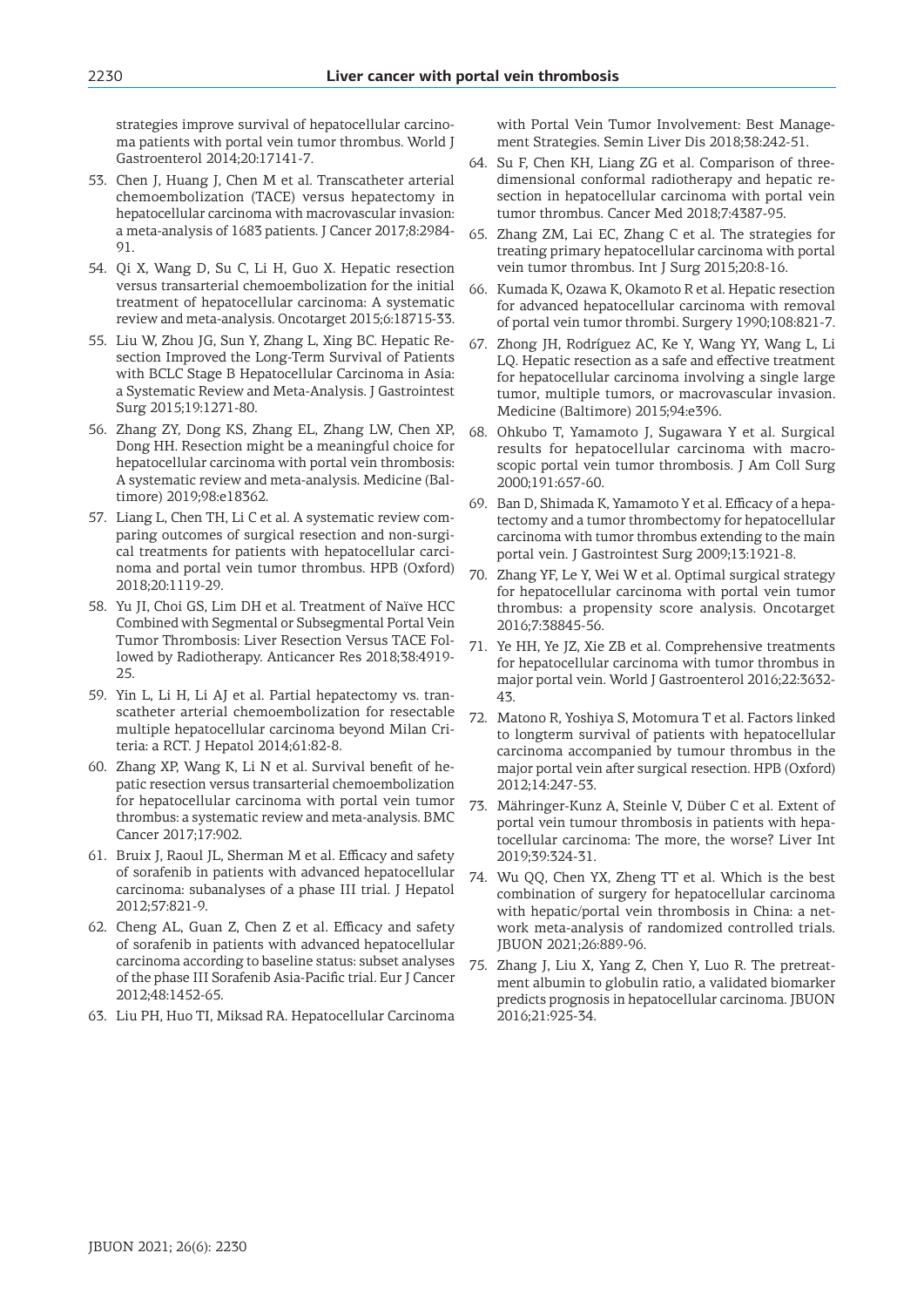strategies improve survival of hepatocellular carcinoma patients with portal vein tumor thrombus. World J Gastroenterol 2014;20:17141-7.

53. Chen J, Huang J, Chen M et al. Transcatheter arterial chemoembolization (TACE) versus hepatectomy in hepatocellular carcinoma with macrovascular invasion: a meta-analysis of 1683 patients. J Cancer 2017;8:2984-91.
54. Qi X, Wang D, Su C, Li H, Guo X. Hepatic resection versus transarterial chemoembolization for the initial treatment of hepatocellular carcinoma: A systematic review and meta-analysis. Oncotarget 2015;6:18715-33.
55. Liu W, Zhou JG, Sun Y, Zhang L, Xing BC. Hepatic Resection Improved the Long-Term Survival of Patients with BCLC Stage B Hepatocellular Carcinoma in Asia: a Systematic Review and Meta-Analysis. J Gastrointest Surg 2015;19:1271-80.
56. Zhang ZY, Dong KS, Zhang EL, Zhang LW, Chen XP, Dong HH. Resection might be a meaningful choice for hepatocellular carcinoma with portal vein thrombosis: A systematic review and meta-analysis. Medicine (Baltimore) 2019;98:e18362.
57. Liang L, Chen TH, Li C et al. A systematic review comparing outcomes of surgical resection and non-surgical treatments for patients with hepatocellular carcinoma and portal vein tumor thrombus. HPB (Oxford) 2018;20:1119-29.
58. Yu JI, Choi GS, Lim DH et al. Treatment of Naïve HCC Combined with Segmental or Subsegmental Portal Vein Tumor Thrombosis: Liver Resection Versus TACE Followed by Radiotherapy. Anticancer Res 2018;38:4919-25.
59. Yin L, Li H, Li AJ et al. Partial hepatectomy vs. transcatheter arterial chemoembolization for resectable multiple hepatocellular carcinoma beyond Milan Criteria: a RCT. J Hepatol 2014;61:82-8.
60. Zhang XP, Wang K, Li N et al. Survival benefit of hepatic resection versus transarterial chemoembolization for hepatocellular carcinoma with portal vein tumor thrombus: a systematic review and meta-analysis. BMC Cancer 2017;17:902.
61. Bruix J, Raoul JL, Sherman M et al. Efficacy and safety of sorafenib in patients with advanced hepatocellular carcinoma: subanalyses of a phase III trial. J Hepatol 2012;57:821-9.
62. Cheng AL, Guan Z, Chen Z et al. Efficacy and safety of sorafenib in patients with advanced hepatocellular carcinoma according to baseline status: subset analyses of the phase III Sorafenib Asia-Pacific trial. Eur J Cancer 2012;48:1452-65.
63. Liu PH, Huo TI, Miksad RA. Hepatocellular Carcinoma with Portal Vein Tumor Involvement: Best Management Strategies. Semin Liver Dis 2018;38:242-51.
64. Su F, Chen KH, Liang ZG et al. Comparison of three-dimensional conformal radiotherapy and hepatic resection in hepatocellular carcinoma with portal vein tumor thrombus. Cancer Med 2018;7:4387-95.
65. Zhang ZM, Lai EC, Zhang C et al. The strategies for treating primary hepatocellular carcinoma with portal vein tumor thrombus. Int J Surg 2015;20:8-16.
66. Kumada K, Ozawa K, Okamoto R et al. Hepatic resection for advanced hepatocellular carcinoma with removal of portal vein tumor thrombi. Surgery 1990;108:821-7.
67. Zhong JH, Rodríguez AC, Ke Y, Wang YY, Wang L, Li LQ. Hepatic resection as a safe and effective treatment for hepatocellular carcinoma involving a single large tumor, multiple tumors, or macrovascular invasion. Medicine (Baltimore) 2015;94:e396.
68. Ohkubo T, Yamamoto J, Sugawara Y et al. Surgical results for hepatocellular carcinoma with macroscopic portal vein tumor thrombosis. J Am Coll Surg 2000;191:657-60.
69. Ban D, Shimada K, Yamamoto Y et al. Efficacy of a hepatectomy and a tumor thrombectomy for hepatocellular carcinoma with tumor thrombus extending to the main portal vein. J Gastrointest Surg 2009;13:1921-8.
70. Zhang YF, Le Y, Wei W et al. Optimal surgical strategy for hepatocellular carcinoma with portal vein tumor thrombus: a propensity score analysis. Oncotarget 2016;7:38845-56.
71. Ye HH, Ye JZ, Xie ZB et al. Comprehensive treatments for hepatocellular carcinoma with tumor thrombus in major portal vein. World J Gastroenterol 2016;22:3632-43.
72. Matono R, Yoshiya S, Motomura T et al. Factors linked to longterm survival of patients with hepatocellular carcinoma accompanied by tumour thrombus in the major portal vein after surgical resection. HPB (Oxford) 2012;14:247-53.
73. Mähringer-Kunz A, Steinle V, Düber C et al. Extent of portal vein tumour thrombosis in patients with hepatocellular carcinoma: The more, the worse? Liver Int 2019;39:324-31.
74. Wu QQ, Chen YX, Zheng TT et al. Which is the best combination of surgery for hepatocellular carcinoma with hepatic/portal vein thrombosis in China: a network meta-analysis of randomized controlled trials. JBUON 2021;26:889-96.
75. Zhang J, Liu X, Yang Z, Chen Y, Luo R. The pretreatment albumin to globulin ratio, a validated biomarker predicts prognosis in hepatocellular carcinoma. JBUON 2016;21:925-34.